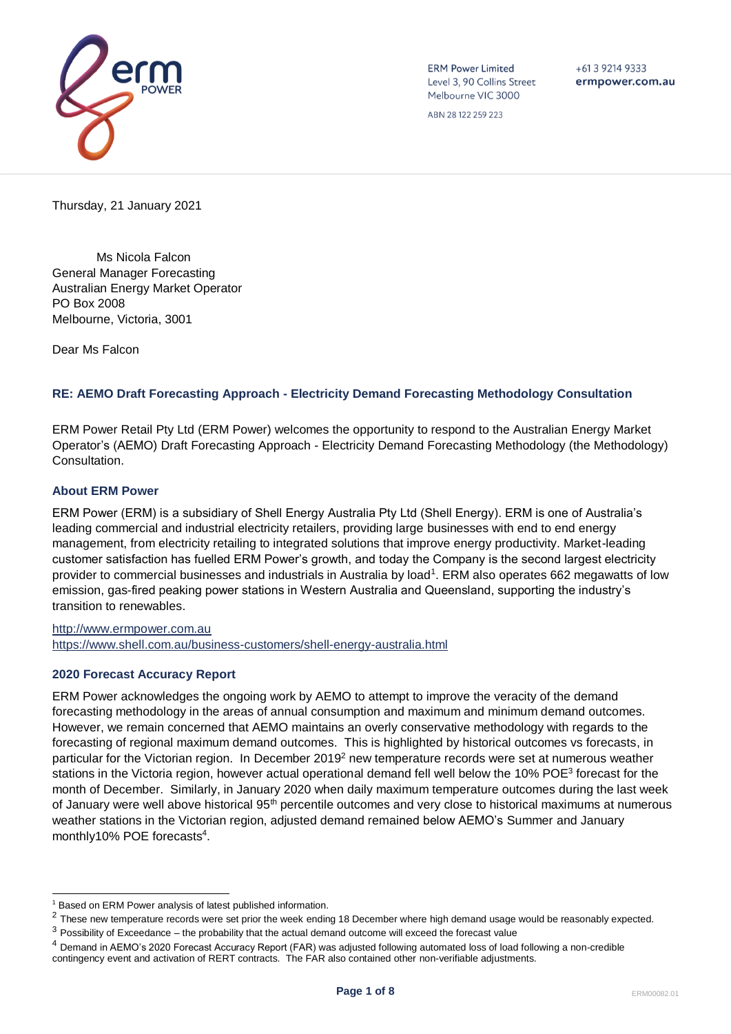ERM Power Limited
Level 3, 90 Collins Street
Melbourne VIC 3000

ABN 28 122 259 223

+61 3 9214 9333
**ermpower.com.au**

Thursday, 21 January 2021

Ms Nicola Falcon
General Manager Forecasting
Australian Energy Market Operator
PO Box 2008
Melbourne, Victoria, 3001

Dear Ms Falcon

### RE: AEMO Draft Forecasting Approach - Electricity Demand Forecasting Methodology Consultation

ERM Power Retail Pty Ltd (ERM Power) welcomes the opportunity to respond to the Australian Energy Market Operator's (AEMO) Draft Forecasting Approach - Electricity Demand Forecasting Methodology (the Methodology) Consultation.

#### About ERM Power

ERM Power (ERM) is a subsidiary of Shell Energy Australia Pty Ltd (Shell Energy). ERM is one of Australia's leading commercial and industrial electricity retailers, providing large businesses with end to end energy management, from electricity retailing to integrated solutions that improve energy productivity. Market-leading customer satisfaction has fuelled ERM Power's growth, and today the Company is the second largest electricity provider to commercial businesses and industrials in Australia by load[1]. ERM also operates 662 megawatts of low emission, gas-fired peaking power stations in Western Australia and Queensland, supporting the industry's transition to renewables.

http://www.ermpower.com.au
https://www.shell.com.au/business-customers/shell-energy-australia.html

#### 2020 Forecast Accuracy Report

ERM Power acknowledges the ongoing work by AEMO to attempt to improve the veracity of the demand forecasting methodology in the areas of annual consumption and maximum and minimum demand outcomes. However, we remain concerned that AEMO maintains an overly conservative methodology with regards to the forecasting of regional maximum demand outcomes. This is highlighted by historical outcomes vs forecasts, in particular for the Victorian region. In December 2019[2] new temperature records were set at numerous weather stations in the Victoria region, however actual operational demand fell well below the 10% POE[3] forecast for the month of December. Similarly, in January 2020 when daily maximum temperature outcomes during the last week of January were well above historical 95th percentile outcomes and very close to historical maximums at numerous weather stations in the Victorian region, adjusted demand remained below AEMO's Summer and January monthly10% POE forecasts[4].

---

[1] Based on ERM Power analysis of latest published information.

[2] These new temperature records were set prior the week ending 18 December where high demand usage would be reasonably expected.

[3] Possibility of Exceedance – the probability that the actual demand outcome will exceed the forecast value

[4] Demand in AEMO's 2020 Forecast Accuracy Report (FAR) was adjusted following automated loss of load following a non-credible contingency event and activation of RERT contracts. The FAR also contained other non-verifiable adjustments.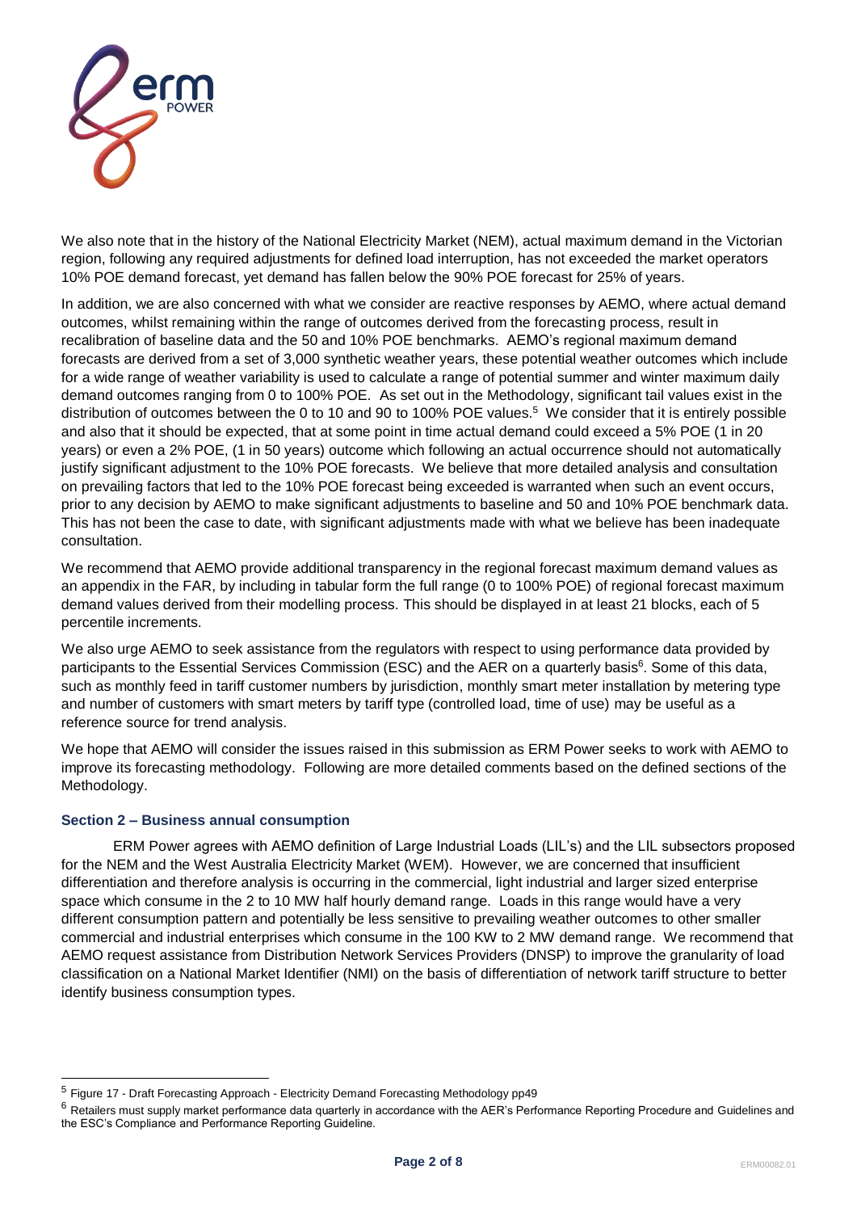We also note that in the history of the National Electricity Market (NEM), actual maximum demand in the Victorian region, following any required adjustments for defined load interruption, has not exceeded the market operators 10% POE demand forecast, yet demand has fallen below the 90% POE forecast for 25% of years.

In addition, we are also concerned with what we consider are reactive responses by AEMO, where actual demand outcomes, whilst remaining within the range of outcomes derived from the forecasting process, result in recalibration of baseline data and the 50 and 10% POE benchmarks. AEMO's regional maximum demand forecasts are derived from a set of 3,000 synthetic weather years, these potential weather outcomes which include for a wide range of weather variability is used to calculate a range of potential summer and winter maximum daily demand outcomes ranging from 0 to 100% POE. As set out in the Methodology, significant tail values exist in the distribution of outcomes between the 0 to 10 and 90 to 100% POE values.[5] We consider that it is entirely possible and also that it should be expected, that at some point in time actual demand could exceed a 5% POE (1 in 20 years) or even a 2% POE, (1 in 50 years) outcome which following an actual occurrence should not automatically justify significant adjustment to the 10% POE forecasts. We believe that more detailed analysis and consultation on prevailing factors that led to the 10% POE forecast being exceeded is warranted when such an event occurs, prior to any decision by AEMO to make significant adjustments to baseline and 50 and 10% POE benchmark data. This has not been the case to date, with significant adjustments made with what we believe has been inadequate consultation.

We recommend that AEMO provide additional transparency in the regional forecast maximum demand values as an appendix in the FAR, by including in tabular form the full range (0 to 100% POE) of regional forecast maximum demand values derived from their modelling process. This should be displayed in at least 21 blocks, each of 5 percentile increments.

We also urge AEMO to seek assistance from the regulators with respect to using performance data provided by participants to the Essential Services Commission (ESC) and the AER on a quarterly basis[6]. Some of this data, such as monthly feed in tariff customer numbers by jurisdiction, monthly smart meter installation by metering type and number of customers with smart meters by tariff type (controlled load, time of use) may be useful as a reference source for trend analysis.

We hope that AEMO will consider the issues raised in this submission as ERM Power seeks to work with AEMO to improve its forecasting methodology. Following are more detailed comments based on the defined sections of the Methodology.

### Section 2 – Business annual consumption

ERM Power agrees with AEMO definition of Large Industrial Loads (LIL's) and the LIL subsectors proposed for the NEM and the West Australia Electricity Market (WEM). However, we are concerned that insufficient differentiation and therefore analysis is occurring in the commercial, light industrial and larger sized enterprise space which consume in the 2 to 10 MW half hourly demand range. Loads in this range would have a very different consumption pattern and potentially be less sensitive to prevailing weather outcomes to other smaller commercial and industrial enterprises which consume in the 100 KW to 2 MW demand range. We recommend that AEMO request assistance from Distribution Network Services Providers (DNSP) to improve the granularity of load classification on a National Market Identifier (NMI) on the basis of differentiation of network tariff structure to better identify business consumption types.

[5] Figure 17 - Draft Forecasting Approach - Electricity Demand Forecasting Methodology pp49

[6] Retailers must supply market performance data quarterly in accordance with the AER's Performance Reporting Procedure and Guidelines and the ESC's Compliance and Performance Reporting Guideline.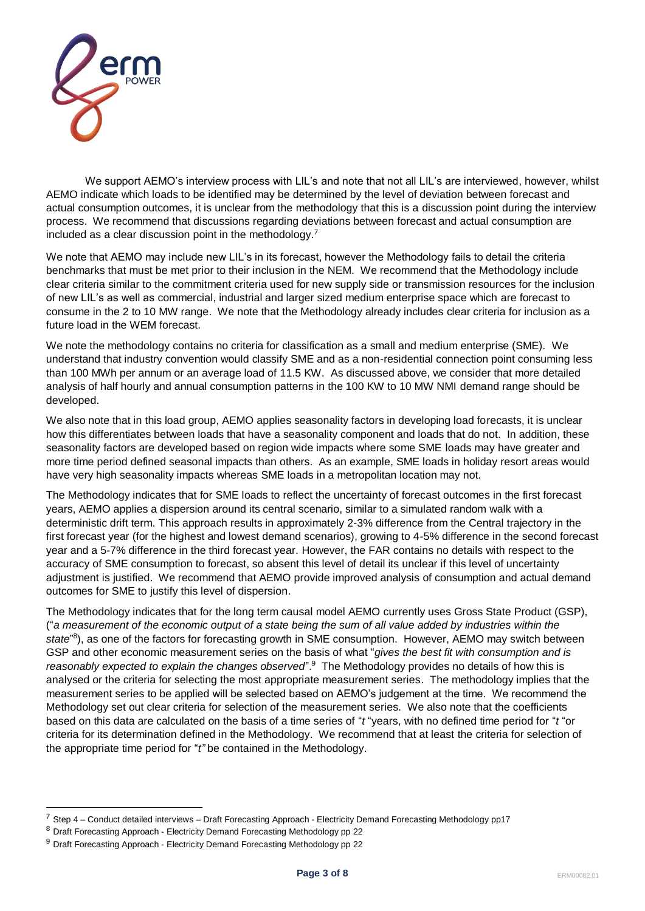We support AEMO's interview process with LIL's and note that not all LIL's are interviewed, however, whilst AEMO indicate which loads to be identified may be determined by the level of deviation between forecast and actual consumption outcomes, it is unclear from the methodology that this is a discussion point during the interview process. We recommend that discussions regarding deviations between forecast and actual consumption are included as a clear discussion point in the methodology.[7]

We note that AEMO may include new LIL's in its forecast, however the Methodology fails to detail the criteria benchmarks that must be met prior to their inclusion in the NEM. We recommend that the Methodology include clear criteria similar to the commitment criteria used for new supply side or transmission resources for the inclusion of new LIL's as well as commercial, industrial and larger sized medium enterprise space which are forecast to consume in the 2 to 10 MW range. We note that the Methodology already includes clear criteria for inclusion as a future load in the WEM forecast.

We note the methodology contains no criteria for classification as a small and medium enterprise (SME). We understand that industry convention would classify SME and as a non-residential connection point consuming less than 100 MWh per annum or an average load of 11.5 KW. As discussed above, we consider that more detailed analysis of half hourly and annual consumption patterns in the 100 KW to 10 MW NMI demand range should be developed.

We also note that in this load group, AEMO applies seasonality factors in developing load forecasts, it is unclear how this differentiates between loads that have a seasonality component and loads that do not. In addition, these seasonality factors are developed based on region wide impacts where some SME loads may have greater and more time period defined seasonal impacts than others. As an example, SME loads in holiday resort areas would have very high seasonality impacts whereas SME loads in a metropolitan location may not.

The Methodology indicates that for SME loads to reflect the uncertainty of forecast outcomes in the first forecast years, AEMO applies a dispersion around its central scenario, similar to a simulated random walk with a deterministic drift term. This approach results in approximately 2-3% difference from the Central trajectory in the first forecast year (for the highest and lowest demand scenarios), growing to 4-5% difference in the second forecast year and a 5-7% difference in the third forecast year. However, the FAR contains no details with respect to the accuracy of SME consumption to forecast, so absent this level of detail its unclear if this level of uncertainty adjustment is justified. We recommend that AEMO provide improved analysis of consumption and actual demand outcomes for SME to justify this level of dispersion.

The Methodology indicates that for the long term causal model AEMO currently uses Gross State Product (GSP), ("*a measurement of the economic output of a state being the sum of all value added by industries within the state*"[8]), as one of the factors for forecasting growth in SME consumption. However, AEMO may switch between GSP and other economic measurement series on the basis of what "*gives the best fit with consumption and is reasonably expected to explain the changes observed*".[9] The Methodology provides no details of how this is analysed or the criteria for selecting the most appropriate measurement series. The methodology implies that the measurement series to be applied will be selected based on AEMO's judgement at the time. We recommend the Methodology set out clear criteria for selection of the measurement series. We also note that the coefficients based on this data are calculated on the basis of a time series of "*t*" years, with no defined time period for "*t*" or criteria for its determination defined in the Methodology. We recommend that at least the criteria for selection of the appropriate time period for "*t*" be contained in the Methodology.

---

[7] Step 4 – Conduct detailed interviews – Draft Forecasting Approach - Electricity Demand Forecasting Methodology pp17

[8] Draft Forecasting Approach - Electricity Demand Forecasting Methodology pp 22

[9] Draft Forecasting Approach - Electricity Demand Forecasting Methodology pp 22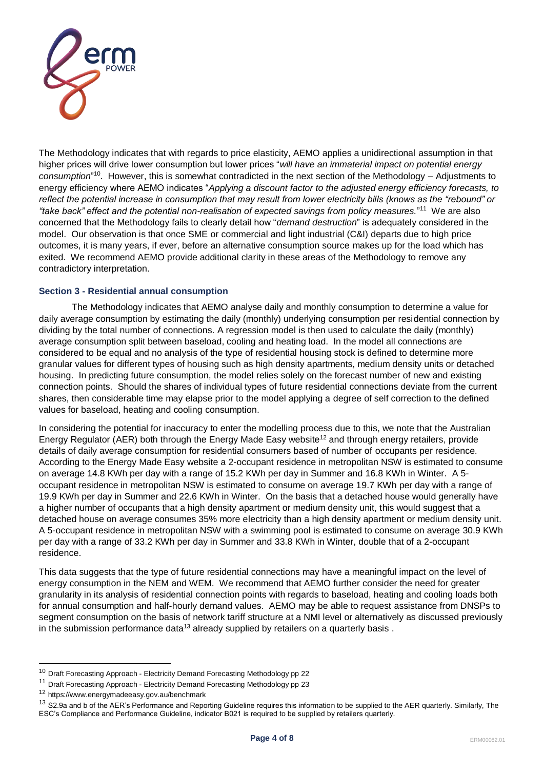The Methodology indicates that with regards to price elasticity, AEMO applies a unidirectional assumption in that higher prices will drive lower consumption but lower prices "*will have an immaterial impact on potential energy consumption*"[10]. However, this is somewhat contradicted in the next section of the Methodology – Adjustments to energy efficiency where AEMO indicates "*Applying a discount factor to the adjusted energy efficiency forecasts, to reflect the potential increase in consumption that may result from lower electricity bills (knows as the "rebound" or "take back" effect and the potential non-realisation of expected savings from policy measures.*"[11] We are also concerned that the Methodology fails to clearly detail how "*demand destruction*" is adequately considered in the model. Our observation is that once SME or commercial and light industrial (C&I) departs due to high price outcomes, it is many years, if ever, before an alternative consumption source makes up for the load which has exited. We recommend AEMO provide additional clarity in these areas of the Methodology to remove any contradictory interpretation.

### Section 3 - Residential annual consumption

The Methodology indicates that AEMO analyse daily and monthly consumption to determine a value for daily average consumption by estimating the daily (monthly) underlying consumption per residential connection by dividing by the total number of connections. A regression model is then used to calculate the daily (monthly) average consumption split between baseload, cooling and heating load. In the model all connections are considered to be equal and no analysis of the type of residential housing stock is defined to determine more granular values for different types of housing such as high density apartments, medium density units or detached housing. In predicting future consumption, the model relies solely on the forecast number of new and existing connection points. Should the shares of individual types of future residential connections deviate from the current shares, then considerable time may elapse prior to the model applying a degree of self correction to the defined values for baseload, heating and cooling consumption.

In considering the potential for inaccuracy to enter the modelling process due to this, we note that the Australian Energy Regulator (AER) both through the Energy Made Easy website[12] and through energy retailers, provide details of daily average consumption for residential consumers based of number of occupants per residence. According to the Energy Made Easy website a 2-occupant residence in metropolitan NSW is estimated to consume on average 14.8 KWh per day with a range of 15.2 KWh per day in Summer and 16.8 KWh in Winter. A 5-occupant residence in metropolitan NSW is estimated to consume on average 19.7 KWh per day with a range of 19.9 KWh per day in Summer and 22.6 KWh in Winter. On the basis that a detached house would generally have a higher number of occupants that a high density apartment or medium density unit, this would suggest that a detached house on average consumes 35% more electricity than a high density apartment or medium density unit. A 5-occupant residence in metropolitan NSW with a swimming pool is estimated to consume on average 30.9 KWh per day with a range of 33.2 KWh per day in Summer and 33.8 KWh in Winter, double that of a 2-occupant residence.

This data suggests that the type of future residential connections may have a meaningful impact on the level of energy consumption in the NEM and WEM. We recommend that AEMO further consider the need for greater granularity in its analysis of residential connection points with regards to baseload, heating and cooling loads both for annual consumption and half-hourly demand values. AEMO may be able to request assistance from DNSPs to segment consumption on the basis of network tariff structure at a NMI level or alternatively as discussed previously in the submission performance data[13] already supplied by retailers on a quarterly basis .

---

[10] Draft Forecasting Approach - Electricity Demand Forecasting Methodology pp 22

[11] Draft Forecasting Approach - Electricity Demand Forecasting Methodology pp 23

[12] https://www.energymadeeasy.gov.au/benchmark

[13] S2.9a and b of the AER's Performance and Reporting Guideline requires this information to be supplied to the AER quarterly. Similarly, The ESC's Compliance and Performance Guideline, indicator B021 is required to be supplied by retailers quarterly.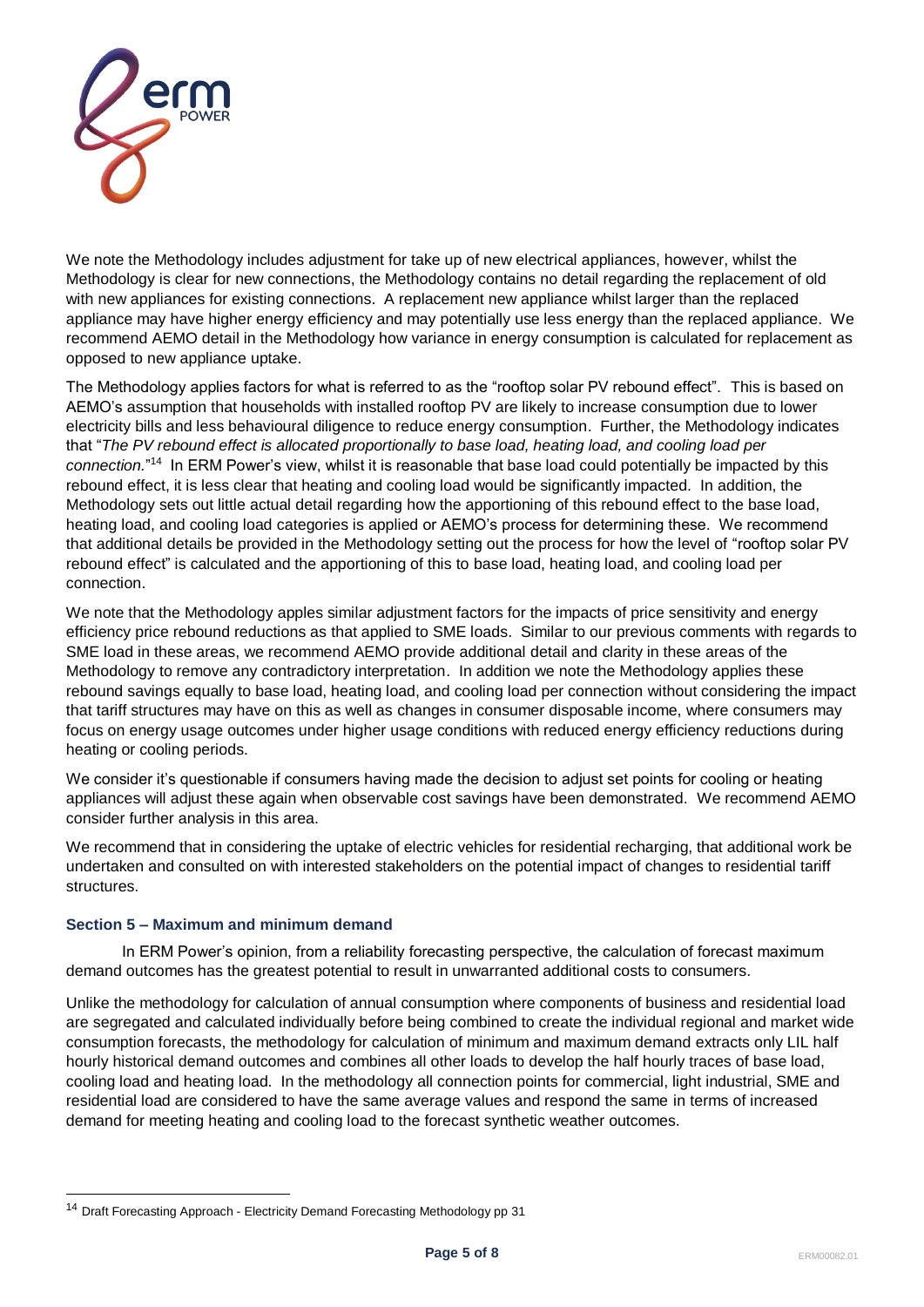We note the Methodology includes adjustment for take up of new electrical appliances, however, whilst the Methodology is clear for new connections, the Methodology contains no detail regarding the replacement of old with new appliances for existing connections. A replacement new appliance whilst larger than the replaced appliance may have higher energy efficiency and may potentially use less energy than the replaced appliance. We recommend AEMO detail in the Methodology how variance in energy consumption is calculated for replacement as opposed to new appliance uptake.

The Methodology applies factors for what is referred to as the "rooftop solar PV rebound effect". This is based on AEMO's assumption that households with installed rooftop PV are likely to increase consumption due to lower electricity bills and less behavioural diligence to reduce energy consumption. Further, the Methodology indicates that "*The PV rebound effect is allocated proportionally to base load, heating load, and cooling load per connection.*"[14] In ERM Power's view, whilst it is reasonable that base load could potentially be impacted by this rebound effect, it is less clear that heating and cooling load would be significantly impacted. In addition, the Methodology sets out little actual detail regarding how the apportioning of this rebound effect to the base load, heating load, and cooling load categories is applied or AEMO's process for determining these. We recommend that additional details be provided in the Methodology setting out the process for how the level of "rooftop solar PV rebound effect" is calculated and the apportioning of this to base load, heating load, and cooling load per connection.

We note that the Methodology apples similar adjustment factors for the impacts of price sensitivity and energy efficiency price rebound reductions as that applied to SME loads. Similar to our previous comments with regards to SME load in these areas, we recommend AEMO provide additional detail and clarity in these areas of the Methodology to remove any contradictory interpretation. In addition we note the Methodology applies these rebound savings equally to base load, heating load, and cooling load per connection without considering the impact that tariff structures may have on this as well as changes in consumer disposable income, where consumers may focus on energy usage outcomes under higher usage conditions with reduced energy efficiency reductions during heating or cooling periods.

We consider it's questionable if consumers having made the decision to adjust set points for cooling or heating appliances will adjust these again when observable cost savings have been demonstrated. We recommend AEMO consider further analysis in this area.

We recommend that in considering the uptake of electric vehicles for residential recharging, that additional work be undertaken and consulted on with interested stakeholders on the potential impact of changes to residential tariff structures.

### Section 5 – Maximum and minimum demand

In ERM Power's opinion, from a reliability forecasting perspective, the calculation of forecast maximum demand outcomes has the greatest potential to result in unwarranted additional costs to consumers.

Unlike the methodology for calculation of annual consumption where components of business and residential load are segregated and calculated individually before being combined to create the individual regional and market wide consumption forecasts, the methodology for calculation of minimum and maximum demand extracts only LIL half hourly historical demand outcomes and combines all other loads to develop the half hourly traces of base load, cooling load and heating load. In the methodology all connection points for commercial, light industrial, SME and residential load are considered to have the same average values and respond the same in terms of increased demand for meeting heating and cooling load to the forecast synthetic weather outcomes.

---

[14] Draft Forecasting Approach - Electricity Demand Forecasting Methodology pp 31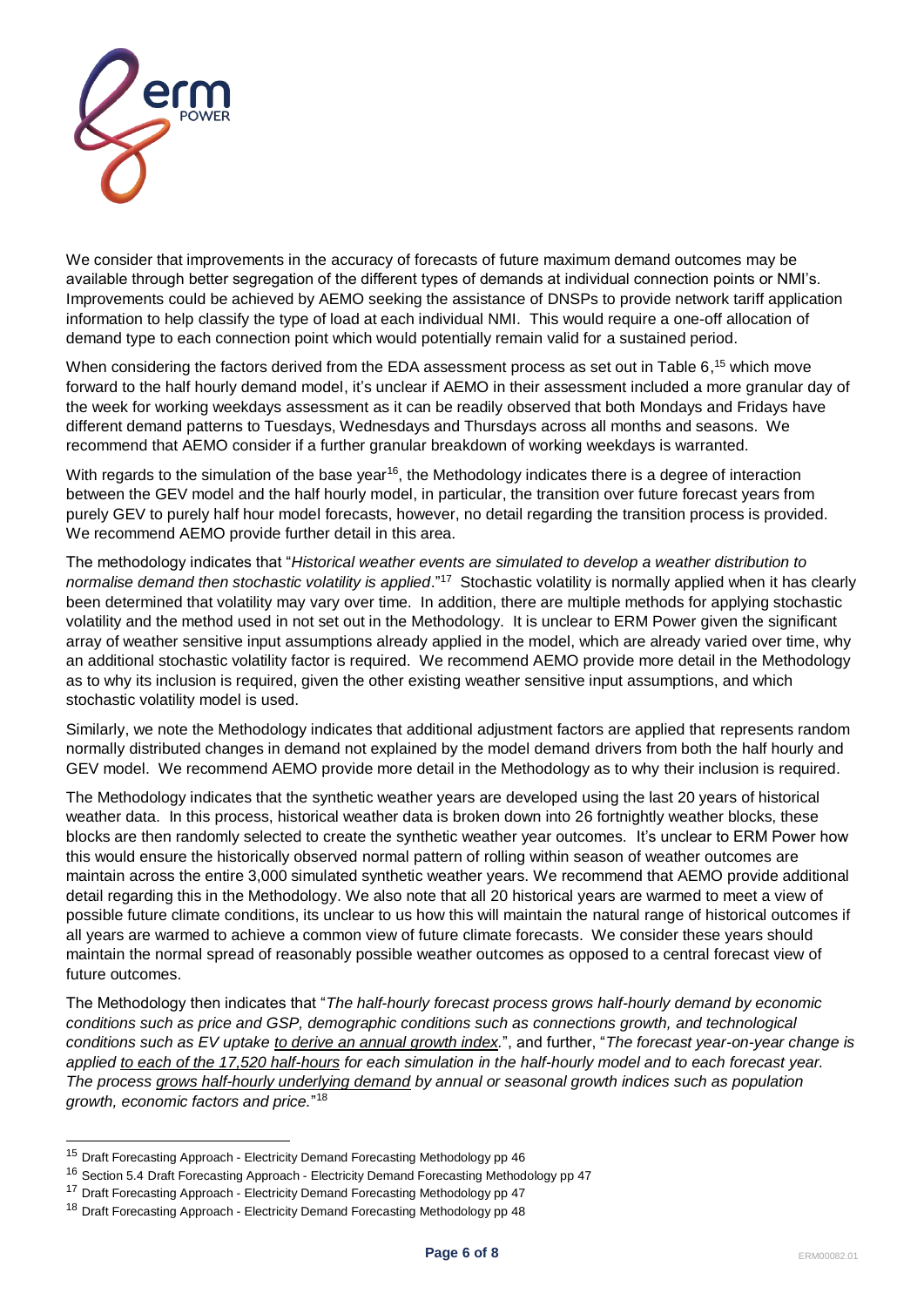We consider that improvements in the accuracy of forecasts of future maximum demand outcomes may be available through better segregation of the different types of demands at individual connection points or NMI's. Improvements could be achieved by AEMO seeking the assistance of DNSPs to provide network tariff application information to help classify the type of load at each individual NMI. This would require a one-off allocation of demand type to each connection point which would potentially remain valid for a sustained period.

When considering the factors derived from the EDA assessment process as set out in Table 6,[15] which move forward to the half hourly demand model, it's unclear if AEMO in their assessment included a more granular day of the week for working weekdays assessment as it can be readily observed that both Mondays and Fridays have different demand patterns to Tuesdays, Wednesdays and Thursdays across all months and seasons. We recommend that AEMO consider if a further granular breakdown of working weekdays is warranted.

With regards to the simulation of the base year[16], the Methodology indicates there is a degree of interaction between the GEV model and the half hourly model, in particular, the transition over future forecast years from purely GEV to purely half hour model forecasts, however, no detail regarding the transition process is provided. We recommend AEMO provide further detail in this area.

The methodology indicates that "*Historical weather events are simulated to develop a weather distribution to normalise demand then stochastic volatility is applied*."[17] Stochastic volatility is normally applied when it has clearly been determined that volatility may vary over time. In addition, there are multiple methods for applying stochastic volatility and the method used in not set out in the Methodology. It is unclear to ERM Power given the significant array of weather sensitive input assumptions already applied in the model, which are already varied over time, why an additional stochastic volatility factor is required. We recommend AEMO provide more detail in the Methodology as to why its inclusion is required, given the other existing weather sensitive input assumptions, and which stochastic volatility model is used.

Similarly, we note the Methodology indicates that additional adjustment factors are applied that represents random normally distributed changes in demand not explained by the model demand drivers from both the half hourly and GEV model. We recommend AEMO provide more detail in the Methodology as to why their inclusion is required.

The Methodology indicates that the synthetic weather years are developed using the last 20 years of historical weather data. In this process, historical weather data is broken down into 26 fortnightly weather blocks, these blocks are then randomly selected to create the synthetic weather year outcomes. It's unclear to ERM Power how this would ensure the historically observed normal pattern of rolling within season of weather outcomes are maintain across the entire 3,000 simulated synthetic weather years. We recommend that AEMO provide additional detail regarding this in the Methodology. We also note that all 20 historical years are warmed to meet a view of possible future climate conditions, its unclear to us how this will maintain the natural range of historical outcomes if all years are warmed to achieve a common view of future climate forecasts. We consider these years should maintain the normal spread of reasonably possible weather outcomes as opposed to a central forecast view of future outcomes.

The Methodology then indicates that "*The half-hourly forecast process grows half-hourly demand by economic conditions such as price and GSP, demographic conditions such as connections growth, and technological conditions such as EV uptake <u>to derive an annual growth index</u>.*", and further, "*The forecast year-on-year change is applied <u>to each of the 17,520 half-hours</u> for each simulation in the half-hourly model and to each forecast year. The process <u>grows half-hourly underlying demand</u> by annual or seasonal growth indices such as population growth, economic factors and price.*"[18]

---

[15] Draft Forecasting Approach - Electricity Demand Forecasting Methodology pp 46

[16] Section 5.4 Draft Forecasting Approach - Electricity Demand Forecasting Methodology pp 47

[17] Draft Forecasting Approach - Electricity Demand Forecasting Methodology pp 47

[18] Draft Forecasting Approach - Electricity Demand Forecasting Methodology pp 48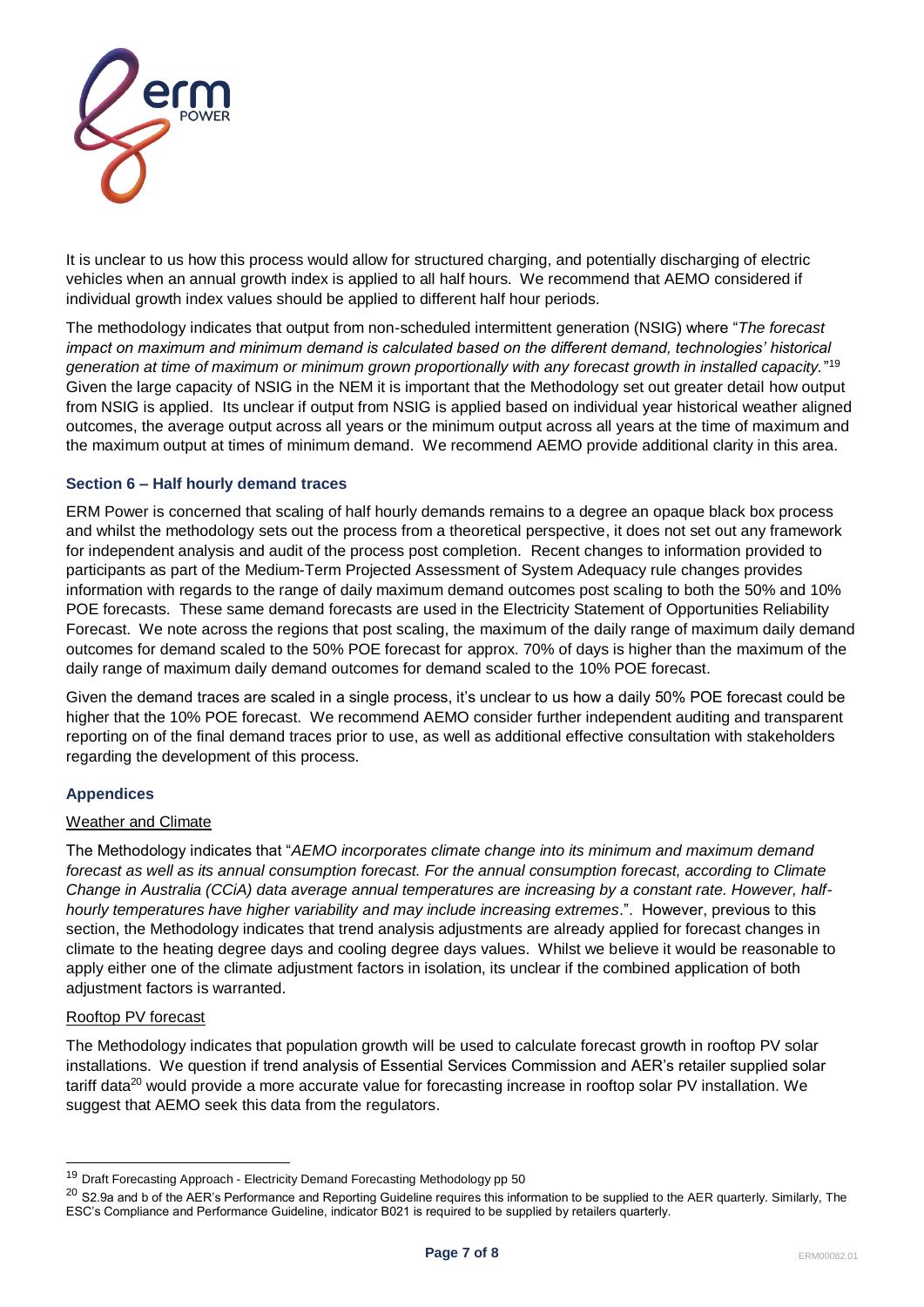It is unclear to us how this process would allow for structured charging, and potentially discharging of electric vehicles when an annual growth index is applied to all half hours. We recommend that AEMO considered if individual growth index values should be applied to different half hour periods.

The methodology indicates that output from non-scheduled intermittent generation (NSIG) where "*The forecast impact on maximum and minimum demand is calculated based on the different demand, technologies' historical generation at time of maximum or minimum grown proportionally with any forecast growth in installed capacity.*"[19] Given the large capacity of NSIG in the NEM it is important that the Methodology set out greater detail how output from NSIG is applied. Its unclear if output from NSIG is applied based on individual year historical weather aligned outcomes, the average output across all years or the minimum output across all years at the time of maximum and the maximum output at times of minimum demand. We recommend AEMO provide additional clarity in this area.

### Section 6 – Half hourly demand traces

ERM Power is concerned that scaling of half hourly demands remains to a degree an opaque black box process and whilst the methodology sets out the process from a theoretical perspective, it does not set out any framework for independent analysis and audit of the process post completion. Recent changes to information provided to participants as part of the Medium-Term Projected Assessment of System Adequacy rule changes provides information with regards to the range of daily maximum demand outcomes post scaling to both the 50% and 10% POE forecasts. These same demand forecasts are used in the Electricity Statement of Opportunities Reliability Forecast. We note across the regions that post scaling, the maximum of the daily range of maximum daily demand outcomes for demand scaled to the 50% POE forecast for approx. 70% of days is higher than the maximum of the daily range of maximum daily demand outcomes for demand scaled to the 10% POE forecast.

Given the demand traces are scaled in a single process, it's unclear to us how a daily 50% POE forecast could be higher that the 10% POE forecast. We recommend AEMO consider further independent auditing and transparent reporting on of the final demand traces prior to use, as well as additional effective consultation with stakeholders regarding the development of this process.

### Appendices

#### Weather and Climate

The Methodology indicates that "*AEMO incorporates climate change into its minimum and maximum demand forecast as well as its annual consumption forecast. For the annual consumption forecast, according to Climate Change in Australia (CCiA) data average annual temperatures are increasing by a constant rate. However, half-hourly temperatures have higher variability and may include increasing extremes*.". However, previous to this section, the Methodology indicates that trend analysis adjustments are already applied for forecast changes in climate to the heating degree days and cooling degree days values. Whilst we believe it would be reasonable to apply either one of the climate adjustment factors in isolation, its unclear if the combined application of both adjustment factors is warranted.

#### Rooftop PV forecast

The Methodology indicates that population growth will be used to calculate forecast growth in rooftop PV solar installations. We question if trend analysis of Essential Services Commission and AER's retailer supplied solar tariff data[20] would provide a more accurate value for forecasting increase in rooftop solar PV installation. We suggest that AEMO seek this data from the regulators.

---

[19] Draft Forecasting Approach - Electricity Demand Forecasting Methodology pp 50

[20] S2.9a and b of the AER's Performance and Reporting Guideline requires this information to be supplied to the AER quarterly. Similarly, The ESC's Compliance and Performance Guideline, indicator B021 is required to be supplied by retailers quarterly.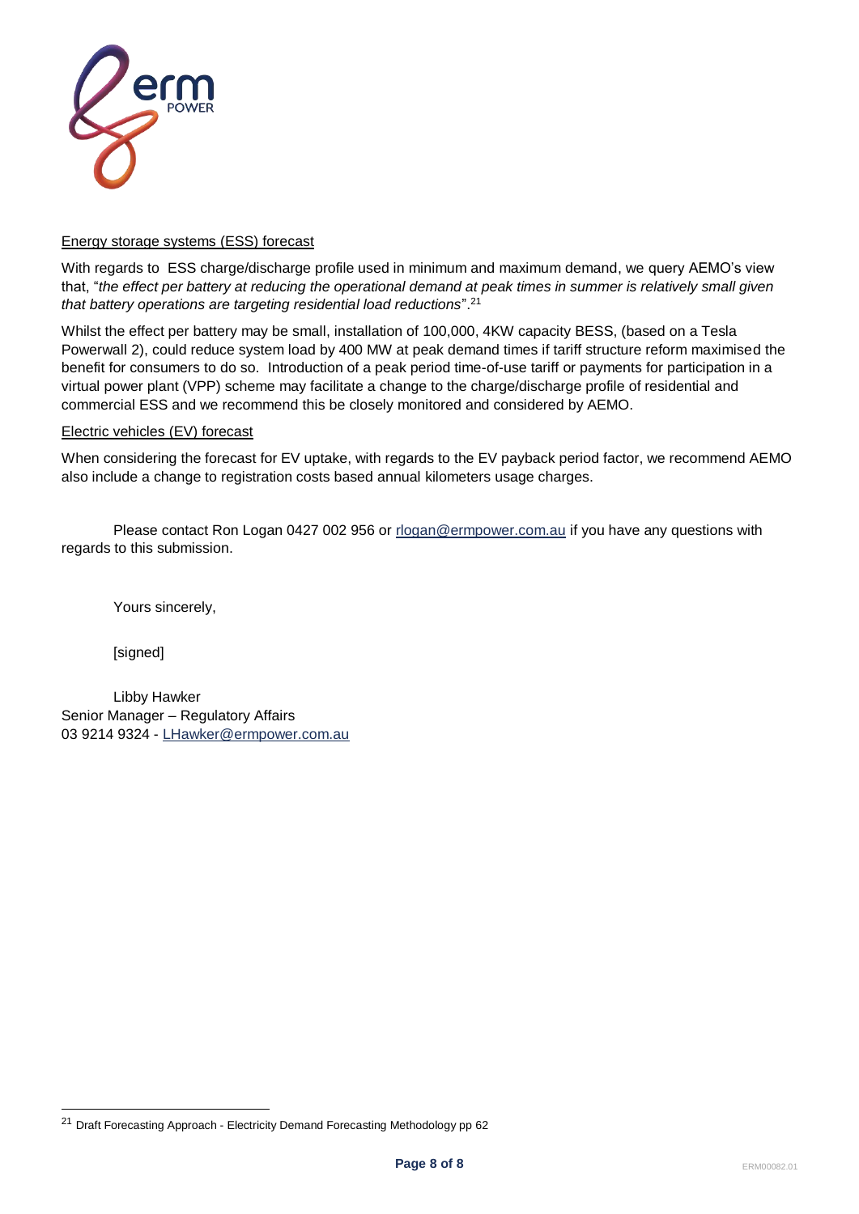Energy storage systems (ESS) forecast

With regards to ESS charge/discharge profile used in minimum and maximum demand, we query AEMO's view that, "*the effect per battery at reducing the operational demand at peak times in summer is relatively small given that battery operations are targeting residential load reductions*".[21]

Whilst the effect per battery may be small, installation of 100,000, 4KW capacity BESS, (based on a Tesla Powerwall 2), could reduce system load by 400 MW at peak demand times if tariff structure reform maximised the benefit for consumers to do so. Introduction of a peak period time-of-use tariff or payments for participation in a virtual power plant (VPP) scheme may facilitate a change to the charge/discharge profile of residential and commercial ESS and we recommend this be closely monitored and considered by AEMO.

Electric vehicles (EV) forecast

When considering the forecast for EV uptake, with regards to the EV payback period factor, we recommend AEMO also include a change to registration costs based annual kilometers usage charges.

Please contact Ron Logan 0427 002 956 or rlogan@ermpower.com.au if you have any questions with regards to this submission.

Yours sincerely,

[signed]

Libby Hawker
Senior Manager – Regulatory Affairs
03 9214 9324 - LHawker@ermpower.com.au

[21] Draft Forecasting Approach - Electricity Demand Forecasting Methodology pp 62